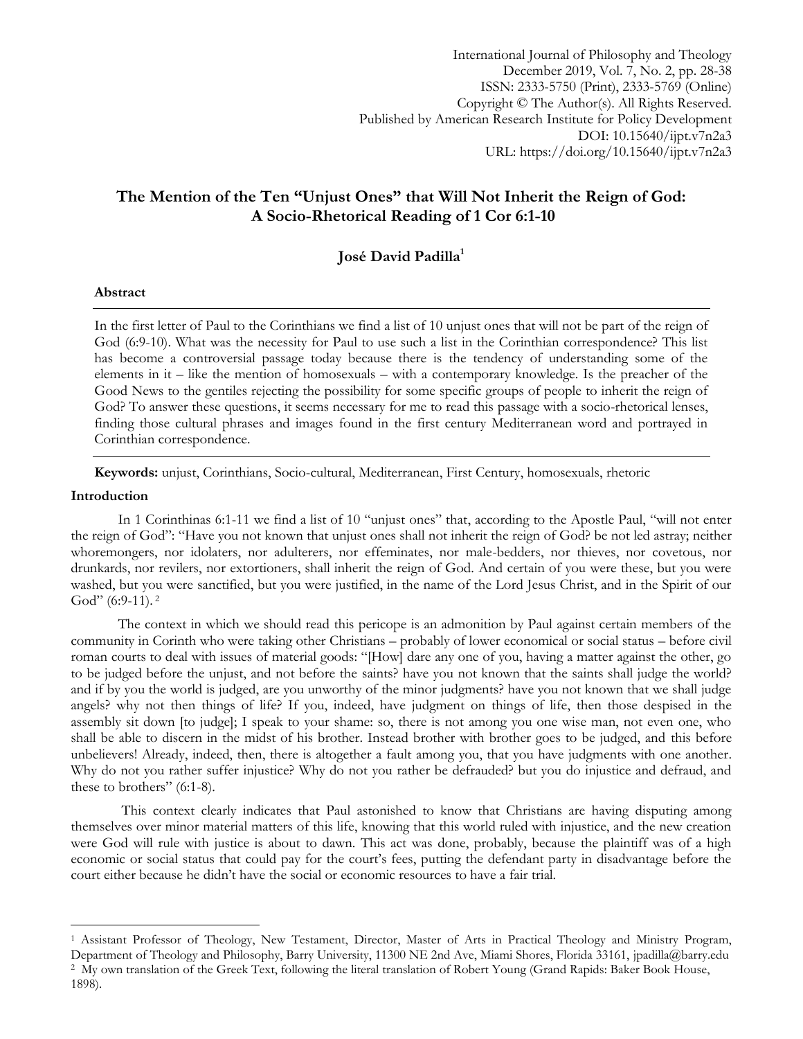International Journal of Philosophy and Theology
December 2019, Vol. 7, No. 2, pp. 28-38
ISSN: 2333-5750 (Print), 2333-5769 (Online)
Copyright © The Author(s). All Rights Reserved.
Published by American Research Institute for Policy Development
DOI: 10.15640/ijpt.v7n2a3
URL: https://doi.org/10.15640/ijpt.v7n2a3

# The Mention of the Ten "Unjust Ones" that Will Not Inherit the Reign of God: A Socio-Rhetorical Reading of 1 Cor 6:1-10

**José David Padilla**[1]

**Abstract**

In the first letter of Paul to the Corinthians we find a list of 10 unjust ones that will not be part of the reign of God (6:9-10). What was the necessity for Paul to use such a list in the Corinthian correspondence? This list has become a controversial passage today because there is the tendency of understanding some of the elements in it – like the mention of homosexuals – with a contemporary knowledge. Is the preacher of the Good News to the gentiles rejecting the possibility for some specific groups of people to inherit the reign of God? To answer these questions, it seems necessary for me to read this passage with a socio-rhetorical lenses, finding those cultural phrases and images found in the first century Mediterranean word and portrayed in Corinthian correspondence.

**Keywords:** unjust, Corinthians, Socio-cultural, Mediterranean, First Century, homosexuals, rhetoric

## Introduction

In 1 Corinthinas 6:1-11 we find a list of 10 "unjust ones" that, according to the Apostle Paul, "will not enter the reign of God": "Have you not known that unjust ones shall not inherit the reign of God? be not led astray; neither whoremongers, nor idolaters, nor adulterers, nor effeminates, nor male-bedders, nor thieves, nor covetous, nor drunkards, nor revilers, nor extortioners, shall inherit the reign of God. And certain of you were these, but you were washed, but you were sanctified, but you were justified, in the name of the Lord Jesus Christ, and in the Spirit of our God" (6:9-11).[2]

The context in which we should read this pericope is an admonition by Paul against certain members of the community in Corinth who were taking other Christians – probably of lower economical or social status – before civil roman courts to deal with issues of material goods: "[How] dare any one of you, having a matter against the other, go to be judged before the unjust, and not before the saints? have you not known that the saints shall judge the world? and if by you the world is judged, are you unworthy of the minor judgments? have you not known that we shall judge angels? why not then things of life? If you, indeed, have judgment on things of life, then those despised in the assembly sit down [to judge]; I speak to your shame: so, there is not among you one wise man, not even one, who shall be able to discern in the midst of his brother. Instead brother with brother goes to be judged, and this before unbelievers! Already, indeed, then, there is altogether a fault among you, that you have judgments with one another. Why do not you rather suffer injustice? Why do not you rather be defrauded? but you do injustice and defraud, and these to brothers" (6:1-8).

This context clearly indicates that Paul astonished to know that Christians are having disputing among themselves over minor material matters of this life, knowing that this world ruled with injustice, and the new creation were God will rule with justice is about to dawn. This act was done, probably, because the plaintiff was of a high economic or social status that could pay for the court's fees, putting the defendant party in disadvantage before the court either because he didn't have the social or economic resources to have a fair trial.

---

[1] Assistant Professor of Theology, New Testament, Director, Master of Arts in Practical Theology and Ministry Program, Department of Theology and Philosophy, Barry University, 11300 NE 2nd Ave, Miami Shores, Florida 33161, jpadilla@barry.edu

[2] My own translation of the Greek Text, following the literal translation of Robert Young (Grand Rapids: Baker Book House, 1898).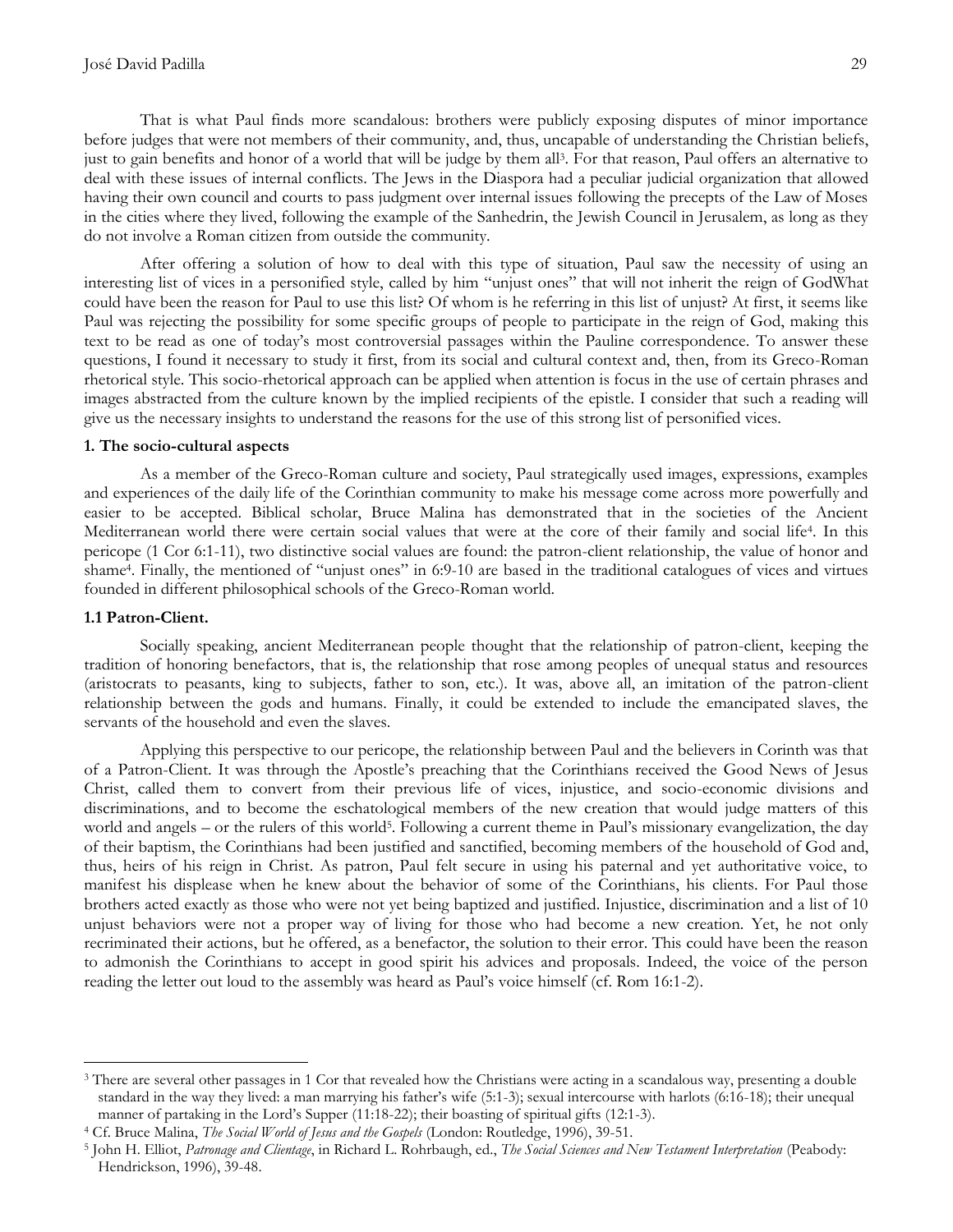That is what Paul finds more scandalous: brothers were publicly exposing disputes of minor importance before judges that were not members of their community, and, thus, uncapable of understanding the Christian beliefs, just to gain benefits and honor of a world that will be judge by them all[3]. For that reason, Paul offers an alternative to deal with these issues of internal conflicts. The Jews in the Diaspora had a peculiar judicial organization that allowed having their own council and courts to pass judgment over internal issues following the precepts of the Law of Moses in the cities where they lived, following the example of the Sanhedrin, the Jewish Council in Jerusalem, as long as they do not involve a Roman citizen from outside the community.

After offering a solution of how to deal with this type of situation, Paul saw the necessity of using an interesting list of vices in a personified style, called by him "unjust ones" that will not inherit the reign of GodWhat could have been the reason for Paul to use this list? Of whom is he referring in this list of unjust? At first, it seems like Paul was rejecting the possibility for some specific groups of people to participate in the reign of God, making this text to be read as one of today's most controversial passages within the Pauline correspondence. To answer these questions, I found it necessary to study it first, from its social and cultural context and, then, from its Greco-Roman rhetorical style. This socio-rhetorical approach can be applied when attention is focus in the use of certain phrases and images abstracted from the culture known by the implied recipients of the epistle. I consider that such a reading will give us the necessary insights to understand the reasons for the use of this strong list of personified vices.

## 1. The socio-cultural aspects

As a member of the Greco-Roman culture and society, Paul strategically used images, expressions, examples and experiences of the daily life of the Corinthian community to make his message come across more powerfully and easier to be accepted. Biblical scholar, Bruce Malina has demonstrated that in the societies of the Ancient Mediterranean world there were certain social values that were at the core of their family and social life[4]. In this pericope (1 Cor 6:1-11), two distinctive social values are found: the patron-client relationship, the value of honor and shame[4]. Finally, the mentioned of "unjust ones" in 6:9-10 are based in the traditional catalogues of vices and virtues founded in different philosophical schools of the Greco-Roman world.

### 1.1 Patron-Client.

Socially speaking, ancient Mediterranean people thought that the relationship of patron-client, keeping the tradition of honoring benefactors, that is, the relationship that rose among peoples of unequal status and resources (aristocrats to peasants, king to subjects, father to son, etc.). It was, above all, an imitation of the patron-client relationship between the gods and humans. Finally, it could be extended to include the emancipated slaves, the servants of the household and even the slaves.

Applying this perspective to our pericope, the relationship between Paul and the believers in Corinth was that of a Patron-Client. It was through the Apostle's preaching that the Corinthians received the Good News of Jesus Christ, called them to convert from their previous life of vices, injustice, and socio-economic divisions and discriminations, and to become the eschatological members of the new creation that would judge matters of this world and angels – or the rulers of this world[5]. Following a current theme in Paul's missionary evangelization, the day of their baptism, the Corinthians had been justified and sanctified, becoming members of the household of God and, thus, heirs of his reign in Christ. As patron, Paul felt secure in using his paternal and yet authoritative voice, to manifest his displease when he knew about the behavior of some of the Corinthians, his clients. For Paul those brothers acted exactly as those who were not yet being baptized and justified. Injustice, discrimination and a list of 10 unjust behaviors were not a proper way of living for those who had become a new creation. Yet, he not only recriminated their actions, but he offered, as a benefactor, the solution to their error. This could have been the reason to admonish the Corinthians to accept in good spirit his advices and proposals. Indeed, the voice of the person reading the letter out loud to the assembly was heard as Paul's voice himself (cf. Rom 16:1-2).

---

[3] There are several other passages in 1 Cor that revealed how the Christians were acting in a scandalous way, presenting a double standard in the way they lived: a man marrying his father's wife (5:1-3); sexual intercourse with harlots (6:16-18); their unequal manner of partaking in the Lord's Supper (11:18-22); their boasting of spiritual gifts (12:1-3).

[4] Cf. Bruce Malina, *The Social World of Jesus and the Gospels* (London: Routledge, 1996), 39-51.

[5] John H. Elliot, *Patronage and Clientage*, in Richard L. Rohrbaugh, ed., *The Social Sciences and New Testament Interpretation* (Peabody: Hendrickson, 1996), 39-48.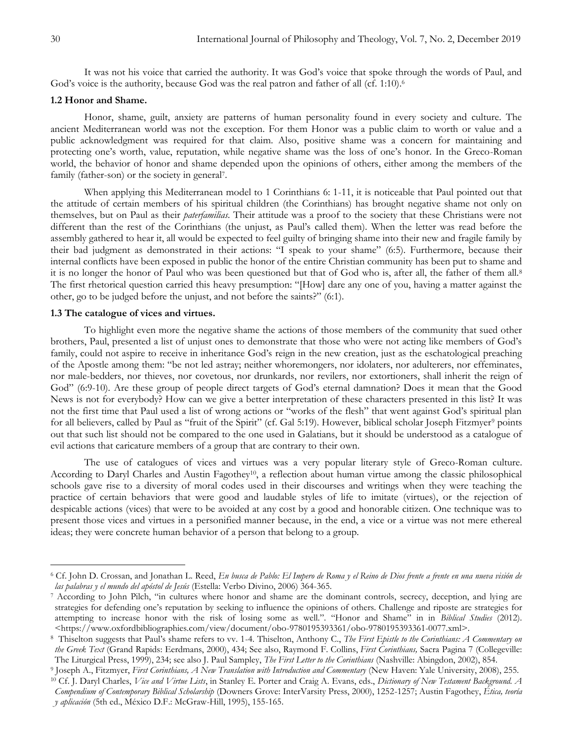It was not his voice that carried the authority. It was God's voice that spoke through the words of Paul, and God's voice is the authority, because God was the real patron and father of all (cf. 1:10).[6]

### 1.2 Honor and Shame.

Honor, shame, guilt, anxiety are patterns of human personality found in every society and culture. The ancient Mediterranean world was not the exception. For them Honor was a public claim to worth or value and a public acknowledgment was required for that claim. Also, positive shame was a concern for maintaining and protecting one's worth, value, reputation, while negative shame was the loss of one's honor. In the Greco-Roman world, the behavior of honor and shame depended upon the opinions of others, either among the members of the family (father-son) or the society in general[7].

When applying this Mediterranean model to 1 Corinthians 6: 1-11, it is noticeable that Paul pointed out that the attitude of certain members of his spiritual children (the Corinthians) has brought negative shame not only on themselves, but on Paul as their *paterfamilias*. Their attitude was a proof to the society that these Christians were not different than the rest of the Corinthians (the unjust, as Paul's called them). When the letter was read before the assembly gathered to hear it, all would be expected to feel guilty of bringing shame into their new and fragile family by their bad judgment as demonstrated in their actions: "I speak to your shame" (6:5). Furthermore, because their internal conflicts have been exposed in public the honor of the entire Christian community has been put to shame and it is no longer the honor of Paul who was been questioned but that of God who is, after all, the father of them all.[8] The first rhetorical question carried this heavy presumption: "[How] dare any one of you, having a matter against the other, go to be judged before the unjust, and not before the saints?" (6:1).

### 1.3 The catalogue of vices and virtues.

To highlight even more the negative shame the actions of those members of the community that sued other brothers, Paul, presented a list of unjust ones to demonstrate that those who were not acting like members of God's family, could not aspire to receive in inheritance God's reign in the new creation, just as the eschatological preaching of the Apostle among them: "be not led astray; neither whoremongers, nor idolaters, nor adulterers, nor effeminates, nor male-bedders, nor thieves, nor covetous, nor drunkards, nor revilers, nor extortioners, shall inherit the reign of God" (6:9-10). Are these group of people direct targets of God's eternal damnation? Does it mean that the Good News is not for everybody? How can we give a better interpretation of these characters presented in this list? It was not the first time that Paul used a list of wrong actions or "works of the flesh" that went against God's spiritual plan for all believers, called by Paul as "fruit of the Spirit" (cf. Gal 5:19). However, biblical scholar Joseph Fitzmyer[9] points out that such list should not be compared to the one used in Galatians, but it should be understood as a catalogue of evil actions that caricature members of a group that are contrary to their own.

The use of catalogues of vices and virtues was a very popular literary style of Greco-Roman culture. According to Daryl Charles and Austin Fagothey[10], a reflection about human virtue among the classic philosophical schools gave rise to a diversity of moral codes used in their discourses and writings when they were teaching the practice of certain behaviors that were good and laudable styles of life to imitate (virtues), or the rejection of despicable actions (vices) that were to be avoided at any cost by a good and honorable citizen. One technique was to present those vices and virtues in a personified manner because, in the end, a vice or a virtue was not mere ethereal ideas; they were concrete human behavior of a person that belong to a group.

---

[6] Cf. John D. Crossan, and Jonathan L. Reed, *En busca de Pablo: El Impero de Roma y el Reino de Dios frente a frente en una nueva visión de las palabras y el mundo del apóstol de Jesús* (Estella: Verbo Divino, 2006) 364-365.

[7] According to John Pilch, "in cultures where honor and shame are the dominant controls, secrecy, deception, and lying are strategies for defending one's reputation by seeking to influence the opinions of others. Challenge and riposte are strategies for attempting to increase honor with the risk of losing some as well.". "Honor and Shame" in in *Biblical Studies* (2012). <https://www.oxfordbibliographies.com/view/document/obo-9780195393361/obo-9780195393361-0077.xml>.

[8] Thiselton suggests that Paul's shame refers to vv. 1-4. Thiselton, Anthony C., *The First Epistle to the Corinthians: A Commentary on the Greek Text* (Grand Rapids: Eerdmans, 2000), 434; See also, Raymond F. Collins, *First Corinthians,* Sacra Pagina 7 (Collegeville: The Liturgical Press, 1999), 234; see also J. Paul Sampley, *The First Letter to the Corinthians* (Nashville: Abingdon, 2002), 854.

[9] Joseph A., Fitzmyer, *First Corinthians, A New Translation with Introduction and Commentary* (New Haven: Yale University, 2008), 255.

[10] Cf. J. Daryl Charles, *Vice and Virtue Lists*, in Stanley E. Porter and Craig A. Evans, eds., *Dictionary of New Testament Background. A Compendium of Contemporary Biblical Scholarship* (Downers Grove: InterVarsity Press, 2000), 1252-1257; Austin Fagothey, *Ética, teoría y aplicación* (5th ed., México D.F.: McGraw-Hill, 1995), 155-165.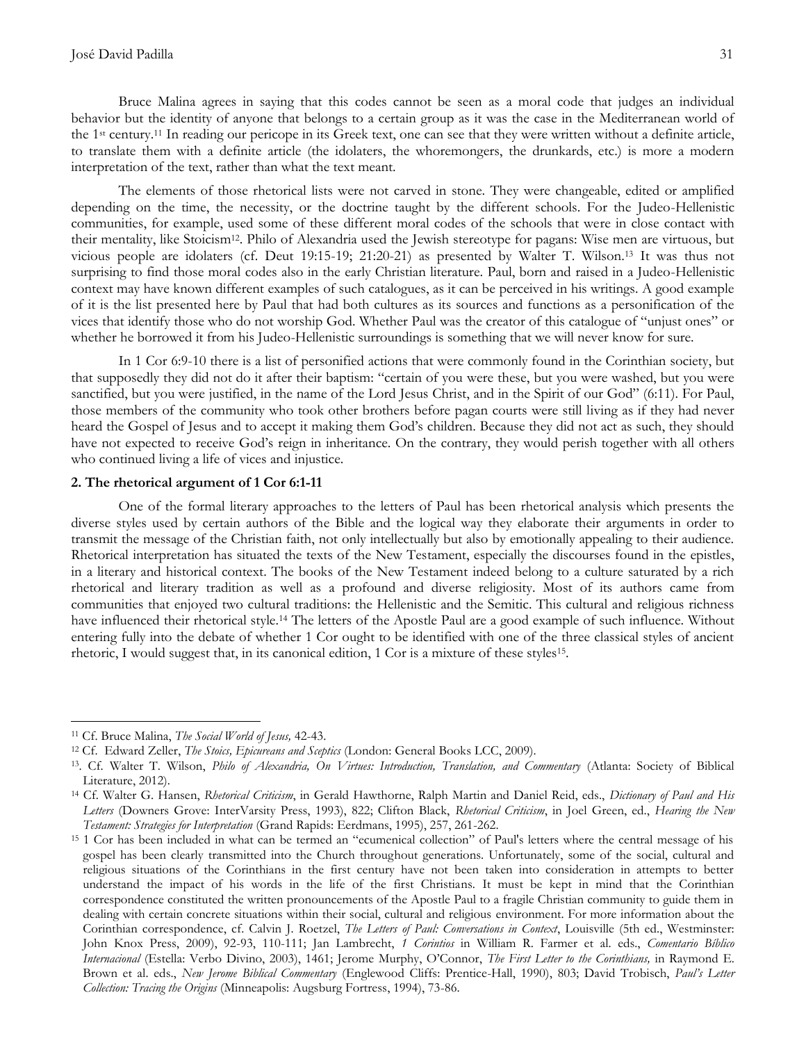Bruce Malina agrees in saying that this codes cannot be seen as a moral code that judges an individual behavior but the identity of anyone that belongs to a certain group as it was the case in the Mediterranean world of the 1st century.[11] In reading our pericope in its Greek text, one can see that they were written without a definite article, to translate them with a definite article (the idolaters, the whoremongers, the drunkards, etc.) is more a modern interpretation of the text, rather than what the text meant.

The elements of those rhetorical lists were not carved in stone. They were changeable, edited or amplified depending on the time, the necessity, or the doctrine taught by the different schools. For the Judeo-Hellenistic communities, for example, used some of these different moral codes of the schools that were in close contact with their mentality, like Stoicism[12]. Philo of Alexandria used the Jewish stereotype for pagans: Wise men are virtuous, but vicious people are idolaters (cf. Deut 19:15-19; 21:20-21) as presented by Walter T. Wilson.[13] It was thus not surprising to find those moral codes also in the early Christian literature. Paul, born and raised in a Judeo-Hellenistic context may have known different examples of such catalogues, as it can be perceived in his writings. A good example of it is the list presented here by Paul that had both cultures as its sources and functions as a personification of the vices that identify those who do not worship God. Whether Paul was the creator of this catalogue of "unjust ones" or whether he borrowed it from his Judeo-Hellenistic surroundings is something that we will never know for sure.

In 1 Cor 6:9-10 there is a list of personified actions that were commonly found in the Corinthian society, but that supposedly they did not do it after their baptism: "certain of you were these, but you were washed, but you were sanctified, but you were justified, in the name of the Lord Jesus Christ, and in the Spirit of our God" (6:11). For Paul, those members of the community who took other brothers before pagan courts were still living as if they had never heard the Gospel of Jesus and to accept it making them God's children. Because they did not act as such, they should have not expected to receive God's reign in inheritance. On the contrary, they would perish together with all others who continued living a life of vices and injustice.

## 2. The rhetorical argument of 1 Cor 6:1-11

One of the formal literary approaches to the letters of Paul has been rhetorical analysis which presents the diverse styles used by certain authors of the Bible and the logical way they elaborate their arguments in order to transmit the message of the Christian faith, not only intellectually but also by emotionally appealing to their audience. Rhetorical interpretation has situated the texts of the New Testament, especially the discourses found in the epistles, in a literary and historical context. The books of the New Testament indeed belong to a culture saturated by a rich rhetorical and literary tradition as well as a profound and diverse religiosity. Most of its authors came from communities that enjoyed two cultural traditions: the Hellenistic and the Semitic. This cultural and religious richness have influenced their rhetorical style.[14] The letters of the Apostle Paul are a good example of such influence. Without entering fully into the debate of whether 1 Cor ought to be identified with one of the three classical styles of ancient rhetoric, I would suggest that, in its canonical edition, 1 Cor is a mixture of these styles[15].

---

[11] Cf. Bruce Malina, *The Social World of Jesus,* 42-43.

[12] Cf. Edward Zeller, *The Stoics, Epicureans and Sceptics* (London: General Books LCC, 2009).

[13]. Cf. Walter T. Wilson, *Philo of Alexandria, On Virtues: Introduction, Translation, and Commentary* (Atlanta: Society of Biblical Literature, 2012).

[14] Cf. Walter G. Hansen, *Rhetorical Criticism*, in Gerald Hawthorne, Ralph Martin and Daniel Reid, eds., *Dictionary of Paul and His Letters* (Downers Grove: InterVarsity Press, 1993), 822; Clifton Black, *Rhetorical Criticism*, in Joel Green, ed., *Hearing the New Testament: Strategies for Interpretation* (Grand Rapids: Eerdmans, 1995), 257, 261-262.

[15] 1 Cor has been included in what can be termed an "ecumenical collection" of Paul's letters where the central message of his gospel has been clearly transmitted into the Church throughout generations. Unfortunately, some of the social, cultural and religious situations of the Corinthians in the first century have not been taken into consideration in attempts to better understand the impact of his words in the life of the first Christians. It must be kept in mind that the Corinthian correspondence constituted the written pronouncements of the Apostle Paul to a fragile Christian community to guide them in dealing with certain concrete situations within their social, cultural and religious environment. For more information about the Corinthian correspondence, cf. Calvin J. Roetzel, *The Letters of Paul: Conversations in Context*, Louisville (5th ed., Westminster: John Knox Press, 2009), 92-93, 110-111; Jan Lambrecht, *1 Corintios* in William R. Farmer et al. eds., *Comentario Bíblico Internacional* (Estella: Verbo Divino, 2003), 1461; Jerome Murphy, O'Connor, *The First Letter to the Corinthians,* in Raymond E. Brown et al. eds., *New Jerome Biblical Commentary* (Englewood Cliffs: Prentice-Hall, 1990), 803; David Trobisch, *Paul's Letter Collection: Tracing the Origins* (Minneapolis: Augsburg Fortress, 1994), 73-86.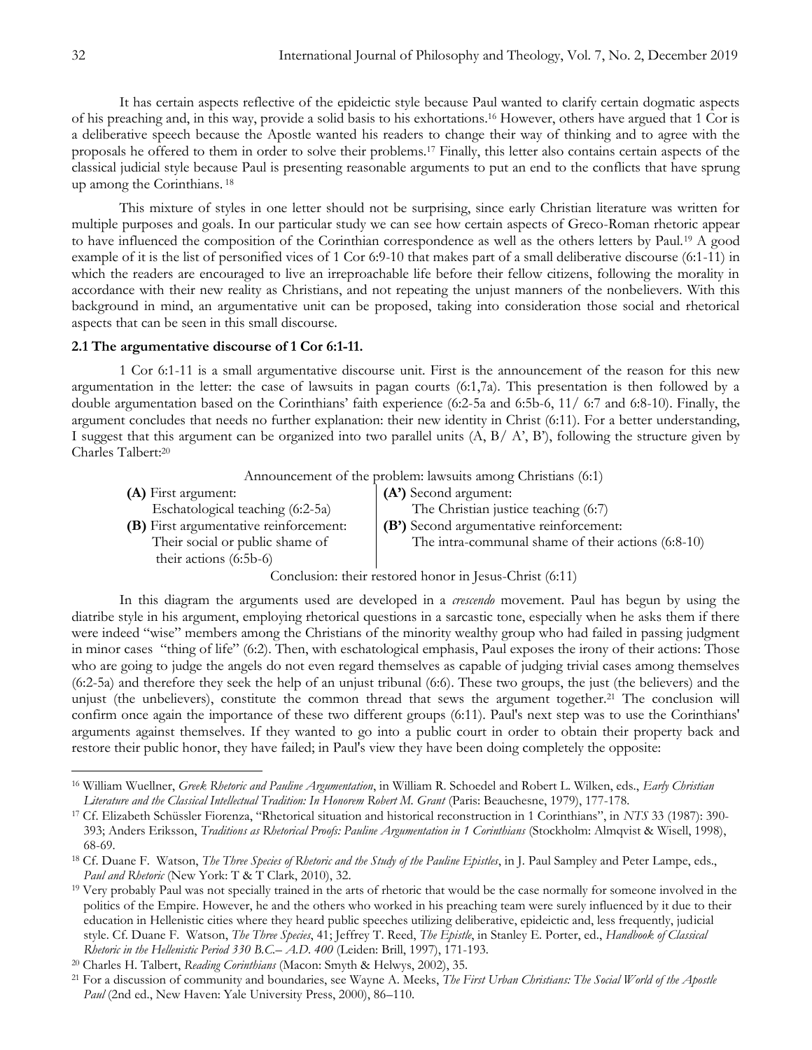It has certain aspects reflective of the epideictic style because Paul wanted to clarify certain dogmatic aspects of his preaching and, in this way, provide a solid basis to his exhortations.[16] However, others have argued that 1 Cor is a deliberative speech because the Apostle wanted his readers to change their way of thinking and to agree with the proposals he offered to them in order to solve their problems.[17] Finally, this letter also contains certain aspects of the classical judicial style because Paul is presenting reasonable arguments to put an end to the conflicts that have sprung up among the Corinthians.[18]

This mixture of styles in one letter should not be surprising, since early Christian literature was written for multiple purposes and goals. In our particular study we can see how certain aspects of Greco-Roman rhetoric appear to have influenced the composition of the Corinthian correspondence as well as the others letters by Paul.[19] A good example of it is the list of personified vices of 1 Cor 6:9-10 that makes part of a small deliberative discourse (6:1-11) in which the readers are encouraged to live an irreproachable life before their fellow citizens, following the morality in accordance with their new reality as Christians, and not repeating the unjust manners of the nonbelievers. With this background in mind, an argumentative unit can be proposed, taking into consideration those social and rhetorical aspects that can be seen in this small discourse.

### 2.1 The argumentative discourse of 1 Cor 6:1-11.

1 Cor 6:1-11 is a small argumentative discourse unit. First is the announcement of the reason for this new argumentation in the letter: the case of lawsuits in pagan courts (6:1,7a). This presentation is then followed by a double argumentation based on the Corinthians' faith experience (6:2-5a and 6:5b-6, 11/ 6:7 and 6:8-10). Finally, the argument concludes that needs no further explanation: their new identity in Christ (6:11). For a better understanding, I suggest that this argument can be organized into two parallel units (A, B/ A', B'), following the structure given by Charles Talbert:[20]

Announcement of the problem: lawsuits among Christians (6:1)

| | |
|---|---|
| **(A)** First argument: Eschatological teaching (6:2-5a) | **(A')** Second argument: The Christian justice teaching (6:7) |
| **(B)** First argumentative reinforcement: Their social or public shame of their actions (6:5b-6) | **(B')** Second argumentative reinforcement: The intra-communal shame of their actions (6:8-10) |

Conclusion: their restored honor in Jesus-Christ (6:11)

In this diagram the arguments used are developed in a *crescendo* movement. Paul has begun by using the diatribe style in his argument, employing rhetorical questions in a sarcastic tone, especially when he asks them if there were indeed "wise" members among the Christians of the minority wealthy group who had failed in passing judgment in minor cases "thing of life" (6:2). Then, with eschatological emphasis, Paul exposes the irony of their actions: Those who are going to judge the angels do not even regard themselves as capable of judging trivial cases among themselves (6:2-5a) and therefore they seek the help of an unjust tribunal (6:6). These two groups, the just (the believers) and the unjust (the unbelievers), constitute the common thread that sews the argument together.[21] The conclusion will confirm once again the importance of these two different groups (6:11). Paul's next step was to use the Corinthians' arguments against themselves. If they wanted to go into a public court in order to obtain their property back and restore their public honor, they have failed; in Paul's view they have been doing completely the opposite:

---

[16] William Wuellner, *Greek Rhetoric and Pauline Argumentation*, in William R. Schoedel and Robert L. Wilken, eds., *Early Christian Literature and the Classical Intellectual Tradition: In Honorem Robert M. Grant* (Paris: Beauchesne, 1979), 177-178.

[17] Cf. Elizabeth Schüssler Fiorenza, "Rhetorical situation and historical reconstruction in 1 Corinthians", in *NTS* 33 (1987): 390-393; Anders Eriksson, *Traditions as Rhetorical Proofs: Pauline Argumentation in 1 Corinthians* (Stockholm: Almqvist & Wisell, 1998), 68-69.

[18] Cf. Duane F. Watson, *The Three Species of Rhetoric and the Study of the Pauline Epistles*, in J. Paul Sampley and Peter Lampe, eds., *Paul and Rhetoric* (New York: T & T Clark, 2010), 32.

[19] Very probably Paul was not specially trained in the arts of rhetoric that would be the case normally for someone involved in the politics of the Empire. However, he and the others who worked in his preaching team were surely influenced by it due to their education in Hellenistic cities where they heard public speeches utilizing deliberative, epideictic and, less frequently, judicial style. Cf. Duane F. Watson, *The Three Species*, 41; Jeffrey T. Reed, *The Epistle*, in Stanley E. Porter, ed., *Handbook of Classical Rhetoric in the Hellenistic Period 330 B.C.– A.D. 400* (Leiden: Brill, 1997), 171-193.

[20] Charles H. Talbert, *Reading Corinthians* (Macon: Smyth & Helwys, 2002), 35.

[21] For a discussion of community and boundaries, see Wayne A. Meeks, *The First Urban Christians: The Social World of the Apostle Paul* (2nd ed., New Haven: Yale University Press, 2000), 86–110.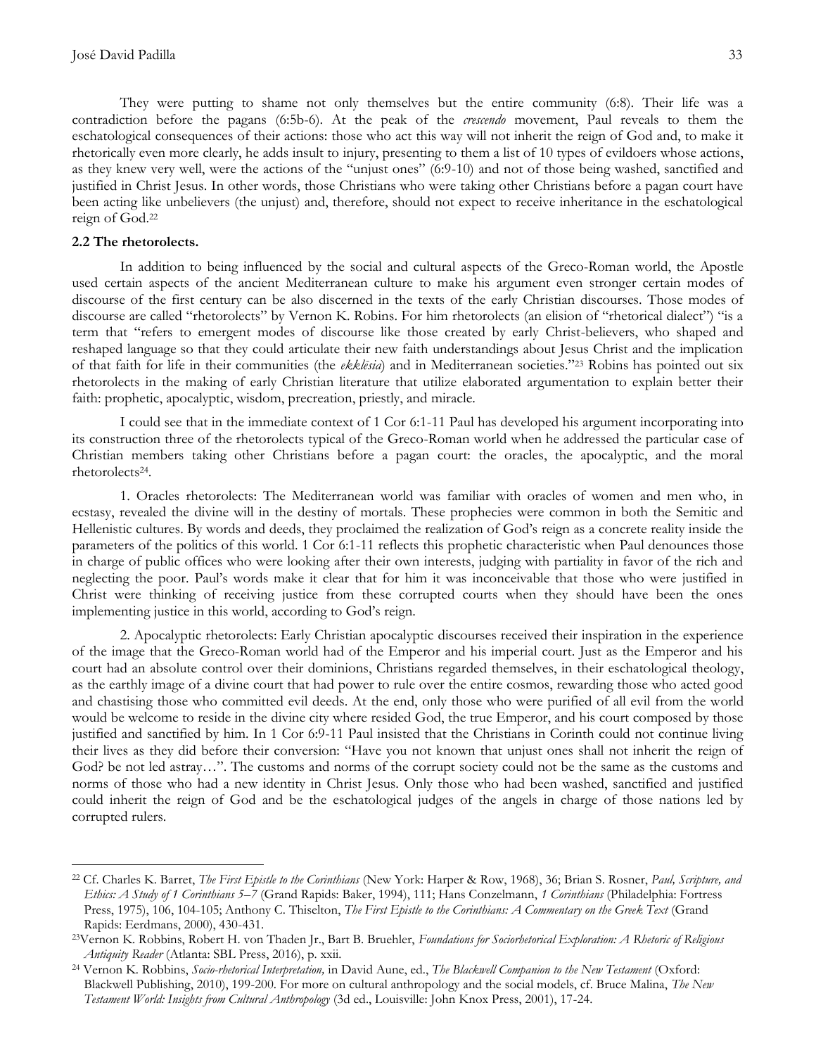They were putting to shame not only themselves but the entire community (6:8). Their life was a contradiction before the pagans (6:5b-6). At the peak of the *crescendo* movement, Paul reveals to them the eschatological consequences of their actions: those who act this way will not inherit the reign of God and, to make it rhetorically even more clearly, he adds insult to injury, presenting to them a list of 10 types of evildoers whose actions, as they knew very well, were the actions of the "unjust ones" (6:9-10) and not of those being washed, sanctified and justified in Christ Jesus. In other words, those Christians who were taking other Christians before a pagan court have been acting like unbelievers (the unjust) and, therefore, should not expect to receive inheritance in the eschatological reign of God.[22]

### 2.2 The rhetorolects.

In addition to being influenced by the social and cultural aspects of the Greco-Roman world, the Apostle used certain aspects of the ancient Mediterranean culture to make his argument even stronger certain modes of discourse of the first century can be also discerned in the texts of the early Christian discourses. Those modes of discourse are called "rhetorolects" by Vernon K. Robins. For him rhetorolects (an elision of "rhetorical dialect") "is a term that "refers to emergent modes of discourse like those created by early Christ-believers, who shaped and reshaped language so that they could articulate their new faith understandings about Jesus Christ and the implication of that faith for life in their communities (the *ekklēsia*) and in Mediterranean societies."[23] Robins has pointed out six rhetorolects in the making of early Christian literature that utilize elaborated argumentation to explain better their faith: prophetic, apocalyptic, wisdom, precreation, priestly, and miracle.

I could see that in the immediate context of 1 Cor 6:1-11 Paul has developed his argument incorporating into its construction three of the rhetorolects typical of the Greco-Roman world when he addressed the particular case of Christian members taking other Christians before a pagan court: the oracles, the apocalyptic, and the moral rhetorolects[24].

1. Oracles rhetorolects: The Mediterranean world was familiar with oracles of women and men who, in ecstasy, revealed the divine will in the destiny of mortals. These prophecies were common in both the Semitic and Hellenistic cultures. By words and deeds, they proclaimed the realization of God's reign as a concrete reality inside the parameters of the politics of this world. 1 Cor 6:1-11 reflects this prophetic characteristic when Paul denounces those in charge of public offices who were looking after their own interests, judging with partiality in favor of the rich and neglecting the poor. Paul's words make it clear that for him it was inconceivable that those who were justified in Christ were thinking of receiving justice from these corrupted courts when they should have been the ones implementing justice in this world, according to God's reign.

2. Apocalyptic rhetorolects: Early Christian apocalyptic discourses received their inspiration in the experience of the image that the Greco-Roman world had of the Emperor and his imperial court. Just as the Emperor and his court had an absolute control over their dominions, Christians regarded themselves, in their eschatological theology, as the earthly image of a divine court that had power to rule over the entire cosmos, rewarding those who acted good and chastising those who committed evil deeds. At the end, only those who were purified of all evil from the world would be welcome to reside in the divine city where resided God, the true Emperor, and his court composed by those justified and sanctified by him. In 1 Cor 6:9-11 Paul insisted that the Christians in Corinth could not continue living their lives as they did before their conversion: "Have you not known that unjust ones shall not inherit the reign of God? be not led astray…". The customs and norms of the corrupt society could not be the same as the customs and norms of those who had a new identity in Christ Jesus. Only those who had been washed, sanctified and justified could inherit the reign of God and be the eschatological judges of the angels in charge of those nations led by corrupted rulers.

---

[22] Cf. Charles K. Barret, *The First Epistle to the Corinthians* (New York: Harper & Row, 1968), 36; Brian S. Rosner, *Paul, Scripture, and Ethics: A Study of 1 Corinthians 5–7* (Grand Rapids: Baker, 1994), 111; Hans Conzelmann, *1 Corinthians* (Philadelphia: Fortress Press, 1975), 106, 104-105; Anthony C. Thiselton, *The First Epistle to the Corinthians: A Commentary on the Greek Text* (Grand Rapids: Eerdmans, 2000), 430-431.

[23] Vernon K. Robbins, Robert H. von Thaden Jr., Bart B. Bruehler, *Foundations for Sociorhetorical Exploration: A Rhetoric of Religious Antiquity Reader* (Atlanta: SBL Press, 2016), p. xxii.

[24] Vernon K. Robbins, *Socio-rhetorical Interpretation,* in David Aune, ed., *The Blackwell Companion to the New Testament* (Oxford: Blackwell Publishing, 2010), 199-200. For more on cultural anthropology and the social models, cf. Bruce Malina, *The New Testament World: Insights from Cultural Anthropology* (3d ed., Louisville: John Knox Press, 2001), 17-24.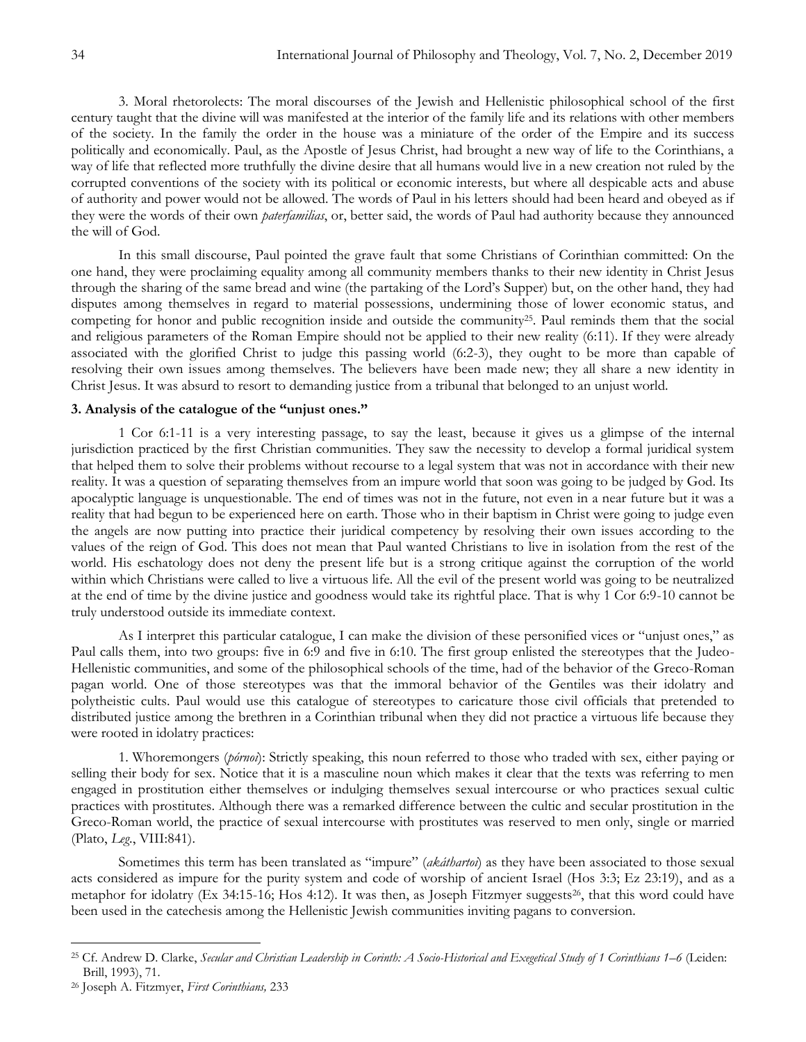3. Moral rhetorolects: The moral discourses of the Jewish and Hellenistic philosophical school of the first century taught that the divine will was manifested at the interior of the family life and its relations with other members of the society. In the family the order in the house was a miniature of the order of the Empire and its success politically and economically. Paul, as the Apostle of Jesus Christ, had brought a new way of life to the Corinthians, a way of life that reflected more truthfully the divine desire that all humans would live in a new creation not ruled by the corrupted conventions of the society with its political or economic interests, but where all despicable acts and abuse of authority and power would not be allowed. The words of Paul in his letters should had been heard and obeyed as if they were the words of their own *paterfamilias*, or, better said, the words of Paul had authority because they announced the will of God.

In this small discourse, Paul pointed the grave fault that some Christians of Corinthian committed: On the one hand, they were proclaiming equality among all community members thanks to their new identity in Christ Jesus through the sharing of the same bread and wine (the partaking of the Lord's Supper) but, on the other hand, they had disputes among themselves in regard to material possessions, undermining those of lower economic status, and competing for honor and public recognition inside and outside the community[25]. Paul reminds them that the social and religious parameters of the Roman Empire should not be applied to their new reality (6:11). If they were already associated with the glorified Christ to judge this passing world (6:2-3), they ought to be more than capable of resolving their own issues among themselves. The believers have been made new; they all share a new identity in Christ Jesus. It was absurd to resort to demanding justice from a tribunal that belonged to an unjust world.

### 3. Analysis of the catalogue of the "unjust ones."

1 Cor 6:1-11 is a very interesting passage, to say the least, because it gives us a glimpse of the internal jurisdiction practiced by the first Christian communities. They saw the necessity to develop a formal juridical system that helped them to solve their problems without recourse to a legal system that was not in accordance with their new reality. It was a question of separating themselves from an impure world that soon was going to be judged by God. Its apocalyptic language is unquestionable. The end of times was not in the future, not even in a near future but it was a reality that had begun to be experienced here on earth. Those who in their baptism in Christ were going to judge even the angels are now putting into practice their juridical competency by resolving their own issues according to the values of the reign of God. This does not mean that Paul wanted Christians to live in isolation from the rest of the world. His eschatology does not deny the present life but is a strong critique against the corruption of the world within which Christians were called to live a virtuous life. All the evil of the present world was going to be neutralized at the end of time by the divine justice and goodness would take its rightful place. That is why 1 Cor 6:9-10 cannot be truly understood outside its immediate context.

As I interpret this particular catalogue, I can make the division of these personified vices or "unjust ones," as Paul calls them, into two groups: five in 6:9 and five in 6:10. The first group enlisted the stereotypes that the Judeo-Hellenistic communities, and some of the philosophical schools of the time, had of the behavior of the Greco-Roman pagan world. One of those stereotypes was that the immoral behavior of the Gentiles was their idolatry and polytheistic cults. Paul would use this catalogue of stereotypes to caricature those civil officials that pretended to distributed justice among the brethren in a Corinthian tribunal when they did not practice a virtuous life because they were rooted in idolatry practices:

1. Whoremongers (*pórnoi*): Strictly speaking, this noun referred to those who traded with sex, either paying or selling their body for sex. Notice that it is a masculine noun which makes it clear that the texts was referring to men engaged in prostitution either themselves or indulging themselves sexual intercourse or who practices sexual cultic practices with prostitutes. Although there was a remarked difference between the cultic and secular prostitution in the Greco-Roman world, the practice of sexual intercourse with prostitutes was reserved to men only, single or married (Plato, *Leg.*, VIII:841).

Sometimes this term has been translated as "impure" (*akáthartoi*) as they have been associated to those sexual acts considered as impure for the purity system and code of worship of ancient Israel (Hos 3:3; Ez 23:19), and as a metaphor for idolatry (Ex 34:15-16; Hos 4:12). It was then, as Joseph Fitzmyer suggests[26], that this word could have been used in the catechesis among the Hellenistic Jewish communities inviting pagans to conversion.

[25] Cf. Andrew D. Clarke, *Secular and Christian Leadership in Corinth: A Socio-Historical and Exegetical Study of 1 Corinthians 1–6* (Leiden: Brill, 1993), 71.

[26] Joseph A. Fitzmyer, *First Corinthians,* 233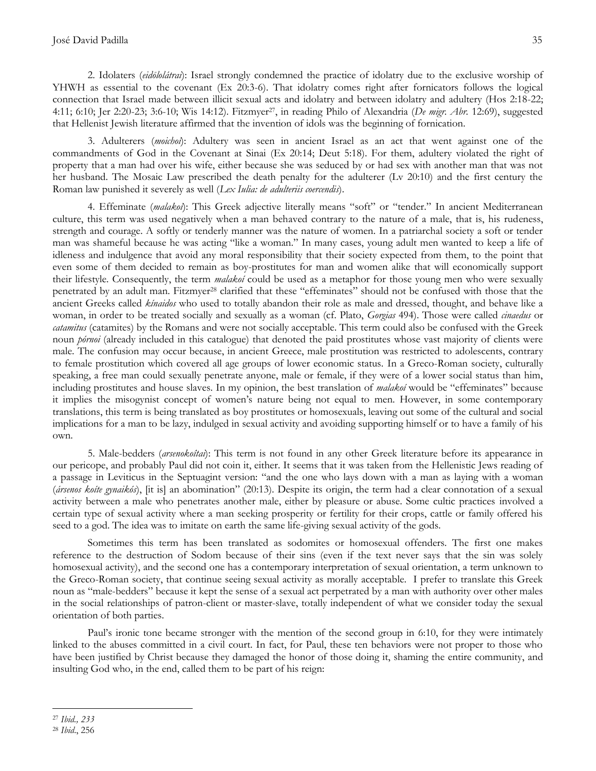2. Idolaters (*eidōlolátrai*): Israel strongly condemned the practice of idolatry due to the exclusive worship of YHWH as essential to the covenant (Ex 20:3-6). That idolatry comes right after fornicators follows the logical connection that Israel made between illicit sexual acts and idolatry and between idolatry and adultery (Hos 2:18-22; 4:11; 6:10; Jer 2:20-23; 3:6-10; Wis 14:12). Fitzmyer[27], in reading Philo of Alexandria (*De migr. Abr.* 12:69), suggested that Hellenist Jewish literature affirmed that the invention of idols was the beginning of fornication.

3. Adulterers (*moichoi*): Adultery was seen in ancient Israel as an act that went against one of the commandments of God in the Covenant at Sinai (Ex 20:14; Deut 5:18). For them, adultery violated the right of property that a man had over his wife, either because she was seduced by or had sex with another man that was not her husband. The Mosaic Law prescribed the death penalty for the adulterer (Lv 20:10) and the first century the Roman law punished it severely as well (*Lex Iulia: de adulteriis coercendis*).

4. Effeminate (*malakoi*): This Greek adjective literally means "soft" or "tender." In ancient Mediterranean culture, this term was used negatively when a man behaved contrary to the nature of a male, that is, his rudeness, strength and courage. A softly or tenderly manner was the nature of women. In a patriarchal society a soft or tender man was shameful because he was acting "like a woman." In many cases, young adult men wanted to keep a life of idleness and indulgence that avoid any moral responsibility that their society expected from them, to the point that even some of them decided to remain as boy-prostitutes for man and women alike that will economically support their lifestyle. Consequently, the term *malakoí* could be used as a metaphor for those young men who were sexually penetrated by an adult man. Fitzmyer[28] clarified that these "effeminates" should not be confused with those that the ancient Greeks called *kínaidos* who used to totally abandon their role as male and dressed, thought, and behave like a woman, in order to be treated socially and sexually as a woman (cf. Plato, *Gorgias* 494). Those were called *cinaedus* or *catamitus* (catamites) by the Romans and were not socially acceptable. This term could also be confused with the Greek noun *pórnoi* (already included in this catalogue) that denoted the paid prostitutes whose vast majority of clients were male. The confusion may occur because, in ancient Greece, male prostitution was restricted to adolescents, contrary to female prostitution which covered all age groups of lower economic status. In a Greco-Roman society, culturally speaking, a free man could sexually penetrate anyone, male or female, if they were of a lower social status than him, including prostitutes and house slaves. In my opinion, the best translation of *malakoí* would be "effeminates" because it implies the misogynist concept of women's nature being not equal to men. However, in some contemporary translations, this term is being translated as boy prostitutes or homosexuals, leaving out some of the cultural and social implications for a man to be lazy, indulged in sexual activity and avoiding supporting himself or to have a family of his own.

5. Male-bedders (*arsenokoîtai*): This term is not found in any other Greek literature before its appearance in our pericope, and probably Paul did not coin it, either. It seems that it was taken from the Hellenistic Jews reading of a passage in Leviticus in the Septuagint version: "and the one who lays down with a man as laying with a woman (*ársenos koíte gynaikós*), [it is] an abomination" (20:13). Despite its origin, the term had a clear connotation of a sexual activity between a male who penetrates another male, either by pleasure or abuse. Some cultic practices involved a certain type of sexual activity where a man seeking prosperity or fertility for their crops, cattle or family offered his seed to a god. The idea was to imitate on earth the same life-giving sexual activity of the gods.

Sometimes this term has been translated as sodomites or homosexual offenders. The first one makes reference to the destruction of Sodom because of their sins (even if the text never says that the sin was solely homosexual activity), and the second one has a contemporary interpretation of sexual orientation, a term unknown to the Greco-Roman society, that continue seeing sexual activity as morally acceptable. I prefer to translate this Greek noun as "male-bedders" because it kept the sense of a sexual act perpetrated by a man with authority over other males in the social relationships of patron-client or master-slave, totally independent of what we consider today the sexual orientation of both parties.

Paul's ironic tone became stronger with the mention of the second group in 6:10, for they were intimately linked to the abuses committed in a civil court. In fact, for Paul, these ten behaviors were not proper to those who have been justified by Christ because they damaged the honor of those doing it, shaming the entire community, and insulting God who, in the end, called them to be part of his reign:

---

[27] *Ibid., 233*

[28] *Ibid.*, 256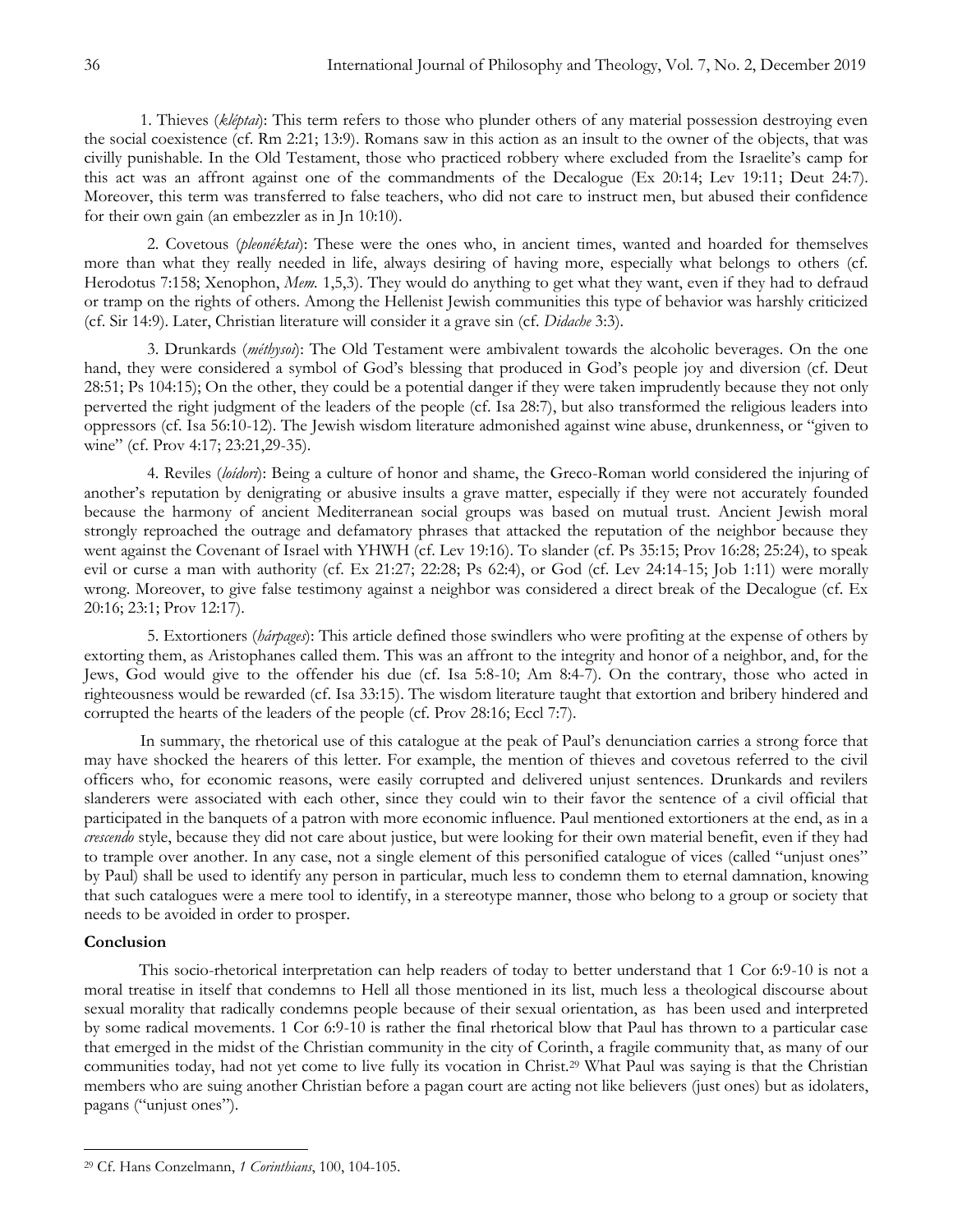1. Thieves (*kléptai*): This term refers to those who plunder others of any material possession destroying even the social coexistence (cf. Rm 2:21; 13:9). Romans saw in this action as an insult to the owner of the objects, that was civilly punishable. In the Old Testament, those who practiced robbery where excluded from the Israelite's camp for this act was an affront against one of the commandments of the Decalogue (Ex 20:14; Lev 19:11; Deut 24:7). Moreover, this term was transferred to false teachers, who did not care to instruct men, but abused their confidence for their own gain (an embezzler as in Jn 10:10).

2. Covetous (*pleonéktai*): These were the ones who, in ancient times, wanted and hoarded for themselves more than what they really needed in life, always desiring of having more, especially what belongs to others (cf. Herodotus 7:158; Xenophon, *Mem.* 1,5,3). They would do anything to get what they want, even if they had to defraud or tramp on the rights of others. Among the Hellenist Jewish communities this type of behavior was harshly criticized (cf. Sir 14:9). Later, Christian literature will consider it a grave sin (cf. *Didache* 3:3).

3. Drunkards (*méthysoi*): The Old Testament were ambivalent towards the alcoholic beverages. On the one hand, they were considered a symbol of God's blessing that produced in God's people joy and diversion (cf. Deut 28:51; Ps 104:15); On the other, they could be a potential danger if they were taken imprudently because they not only perverted the right judgment of the leaders of the people (cf. Isa 28:7), but also transformed the religious leaders into oppressors (cf. Isa 56:10-12). The Jewish wisdom literature admonished against wine abuse, drunkenness, or "given to wine" (cf. Prov 4:17; 23:21,29-35).

4. Reviles (*loídori*): Being a culture of honor and shame, the Greco-Roman world considered the injuring of another's reputation by denigrating or abusive insults a grave matter, especially if they were not accurately founded because the harmony of ancient Mediterranean social groups was based on mutual trust. Ancient Jewish moral strongly reproached the outrage and defamatory phrases that attacked the reputation of the neighbor because they went against the Covenant of Israel with YHWH (cf. Lev 19:16). To slander (cf. Ps 35:15; Prov 16:28; 25:24), to speak evil or curse a man with authority (cf. Ex 21:27; 22:28; Ps 62:4), or God (cf. Lev 24:14-15; Job 1:11) were morally wrong. Moreover, to give false testimony against a neighbor was considered a direct break of the Decalogue (cf. Ex 20:16; 23:1; Prov 12:17).

5. Extortioners (*hárpages*): This article defined those swindlers who were profiting at the expense of others by extorting them, as Aristophanes called them. This was an affront to the integrity and honor of a neighbor, and, for the Jews, God would give to the offender his due (cf. Isa 5:8-10; Am 8:4-7). On the contrary, those who acted in righteousness would be rewarded (cf. Isa 33:15). The wisdom literature taught that extortion and bribery hindered and corrupted the hearts of the leaders of the people (cf. Prov 28:16; Eccl 7:7).

In summary, the rhetorical use of this catalogue at the peak of Paul's denunciation carries a strong force that may have shocked the hearers of this letter. For example, the mention of thieves and covetous referred to the civil officers who, for economic reasons, were easily corrupted and delivered unjust sentences. Drunkards and revilers slanderers were associated with each other, since they could win to their favor the sentence of a civil official that participated in the banquets of a patron with more economic influence. Paul mentioned extortioners at the end, as in a *crescendo* style, because they did not care about justice, but were looking for their own material benefit, even if they had to trample over another. In any case, not a single element of this personified catalogue of vices (called "unjust ones" by Paul) shall be used to identify any person in particular, much less to condemn them to eternal damnation, knowing that such catalogues were a mere tool to identify, in a stereotype manner, those who belong to a group or society that needs to be avoided in order to prosper.

**Conclusion**

This socio-rhetorical interpretation can help readers of today to better understand that 1 Cor 6:9-10 is not a moral treatise in itself that condemns to Hell all those mentioned in its list, much less a theological discourse about sexual morality that radically condemns people because of their sexual orientation, as has been used and interpreted by some radical movements. 1 Cor 6:9-10 is rather the final rhetorical blow that Paul has thrown to a particular case that emerged in the midst of the Christian community in the city of Corinth, a fragile community that, as many of our communities today, had not yet come to live fully its vocation in Christ.[29] What Paul was saying is that the Christian members who are suing another Christian before a pagan court are acting not like believers (just ones) but as idolaters, pagans ("unjust ones").

---

[29] Cf. Hans Conzelmann, *1 Corinthians*, 100, 104-105.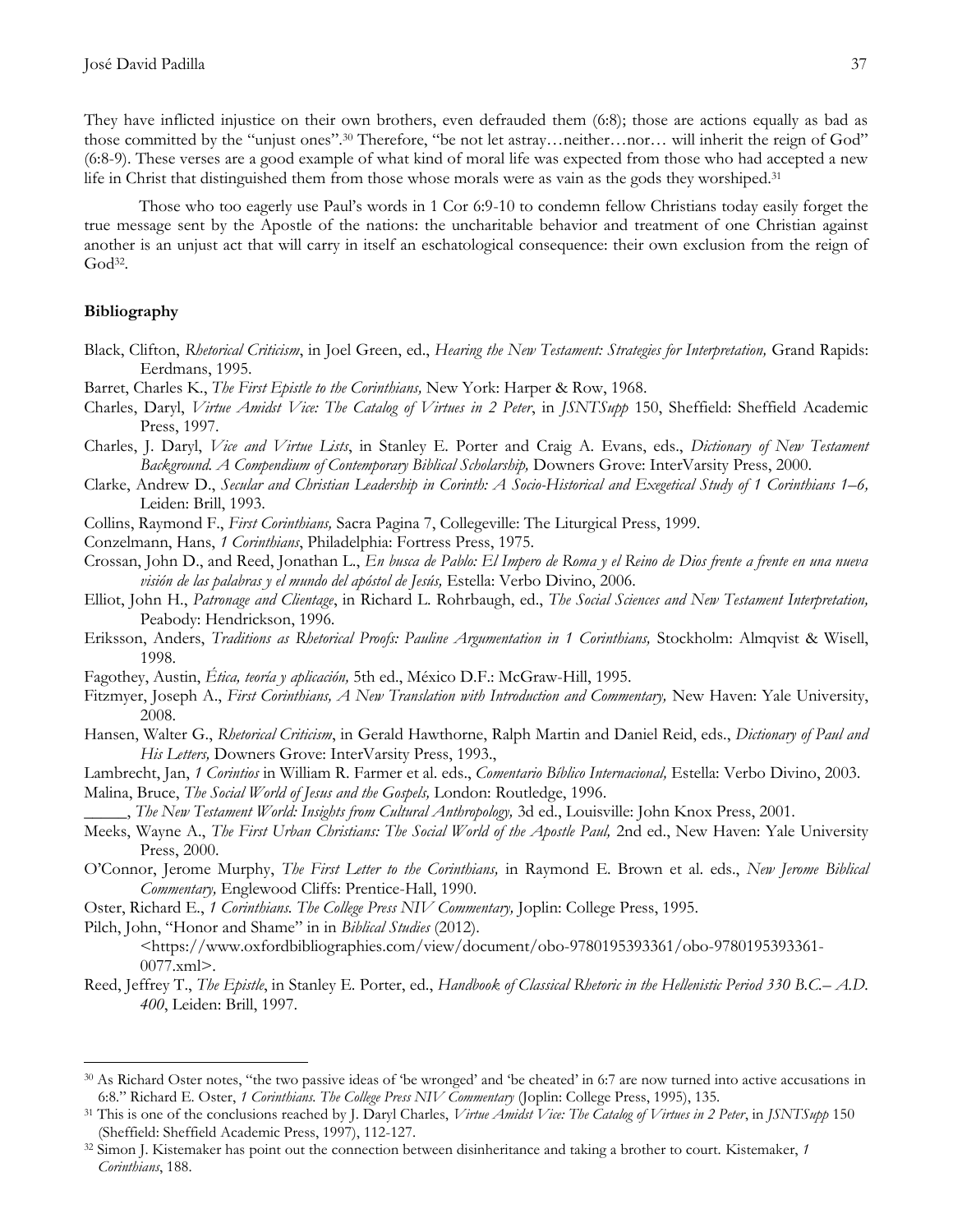They have inflicted injustice on their own brothers, even defrauded them (6:8); those are actions equally as bad as those committed by the "unjust ones".[30] Therefore, "be not let astray…neither…nor… will inherit the reign of God" (6:8-9). These verses are a good example of what kind of moral life was expected from those who had accepted a new life in Christ that distinguished them from those whose morals were as vain as the gods they worshiped.[31]

Those who too eagerly use Paul's words in 1 Cor 6:9-10 to condemn fellow Christians today easily forget the true message sent by the Apostle of the nations: the uncharitable behavior and treatment of one Christian against another is an unjust act that will carry in itself an eschatological consequence: their own exclusion from the reign of God[32].

**Bibliography**

Black, Clifton, *Rhetorical Criticism*, in Joel Green, ed., *Hearing the New Testament: Strategies for Interpretation,* Grand Rapids: Eerdmans, 1995.

Barret, Charles K., *The First Epistle to the Corinthians,* New York: Harper & Row, 1968.

Charles, Daryl, *Virtue Amidst Vice: The Catalog of Virtues in 2 Peter*, in *JSNTSupp* 150, Sheffield: Sheffield Academic Press, 1997.

Charles, J. Daryl, *Vice and Virtue Lists*, in Stanley E. Porter and Craig A. Evans, eds., *Dictionary of New Testament Background. A Compendium of Contemporary Biblical Scholarship,* Downers Grove: InterVarsity Press, 2000.

Clarke, Andrew D., *Secular and Christian Leadership in Corinth: A Socio-Historical and Exegetical Study of 1 Corinthians 1–6,* Leiden: Brill, 1993.

Collins, Raymond F., *First Corinthians,* Sacra Pagina 7, Collegeville: The Liturgical Press, 1999.

Conzelmann, Hans, *1 Corinthians*, Philadelphia: Fortress Press, 1975.

Crossan, John D., and Reed, Jonathan L., *En busca de Pablo: El Impero de Roma y el Reino de Dios frente a frente en una nueva visión de las palabras y el mundo del apóstol de Jesús,* Estella: Verbo Divino, 2006.

Elliot, John H., *Patronage and Clientage*, in Richard L. Rohrbaugh, ed., *The Social Sciences and New Testament Interpretation,* Peabody: Hendrickson, 1996.

Eriksson, Anders, *Traditions as Rhetorical Proofs: Pauline Argumentation in 1 Corinthians,* Stockholm: Almqvist & Wisell, 1998.

Fagothey, Austin, *Ética, teoría y aplicación,* 5th ed., México D.F.: McGraw-Hill, 1995.

Fitzmyer, Joseph A., *First Corinthians, A New Translation with Introduction and Commentary,* New Haven: Yale University, 2008.

Hansen, Walter G., *Rhetorical Criticism*, in Gerald Hawthorne, Ralph Martin and Daniel Reid, eds., *Dictionary of Paul and His Letters,* Downers Grove: InterVarsity Press, 1993.,

Lambrecht, Jan, *1 Corintios* in William R. Farmer et al. eds., *Comentario Bíblico Internacional,* Estella: Verbo Divino, 2003.

Malina, Bruce, *The Social World of Jesus and the Gospels,* London: Routledge, 1996.

_____, *The New Testament World: Insights from Cultural Anthropology,* 3d ed., Louisville: John Knox Press, 2001.

Meeks, Wayne A., *The First Urban Christians: The Social World of the Apostle Paul,* 2nd ed., New Haven: Yale University Press, 2000.

O'Connor, Jerome Murphy, *The First Letter to the Corinthians,* in Raymond E. Brown et al. eds., *New Jerome Biblical Commentary,* Englewood Cliffs: Prentice-Hall, 1990.

Oster, Richard E., *1 Corinthians. The College Press NIV Commentary,* Joplin: College Press, 1995.

Pilch, John, "Honor and Shame" in in *Biblical Studies* (2012). <https://www.oxfordbibliographies.com/view/document/obo-9780195393361/obo-9780195393361-0077.xml>.

Reed, Jeffrey T., *The Epistle*, in Stanley E. Porter, ed., *Handbook of Classical Rhetoric in the Hellenistic Period 330 B.C.– A.D. 400*, Leiden: Brill, 1997.

---

[30] As Richard Oster notes, "the two passive ideas of 'be wronged' and 'be cheated' in 6:7 are now turned into active accusations in 6:8." Richard E. Oster, *1 Corinthians. The College Press NIV Commentary* (Joplin: College Press, 1995), 135.

[31] This is one of the conclusions reached by J. Daryl Charles, *Virtue Amidst Vice: The Catalog of Virtues in 2 Peter*, in *JSNTSupp* 150 (Sheffield: Sheffield Academic Press, 1997), 112-127.

[32] Simon J. Kistemaker has point out the connection between disinheritance and taking a brother to court. Kistemaker, *1 Corinthians*, 188.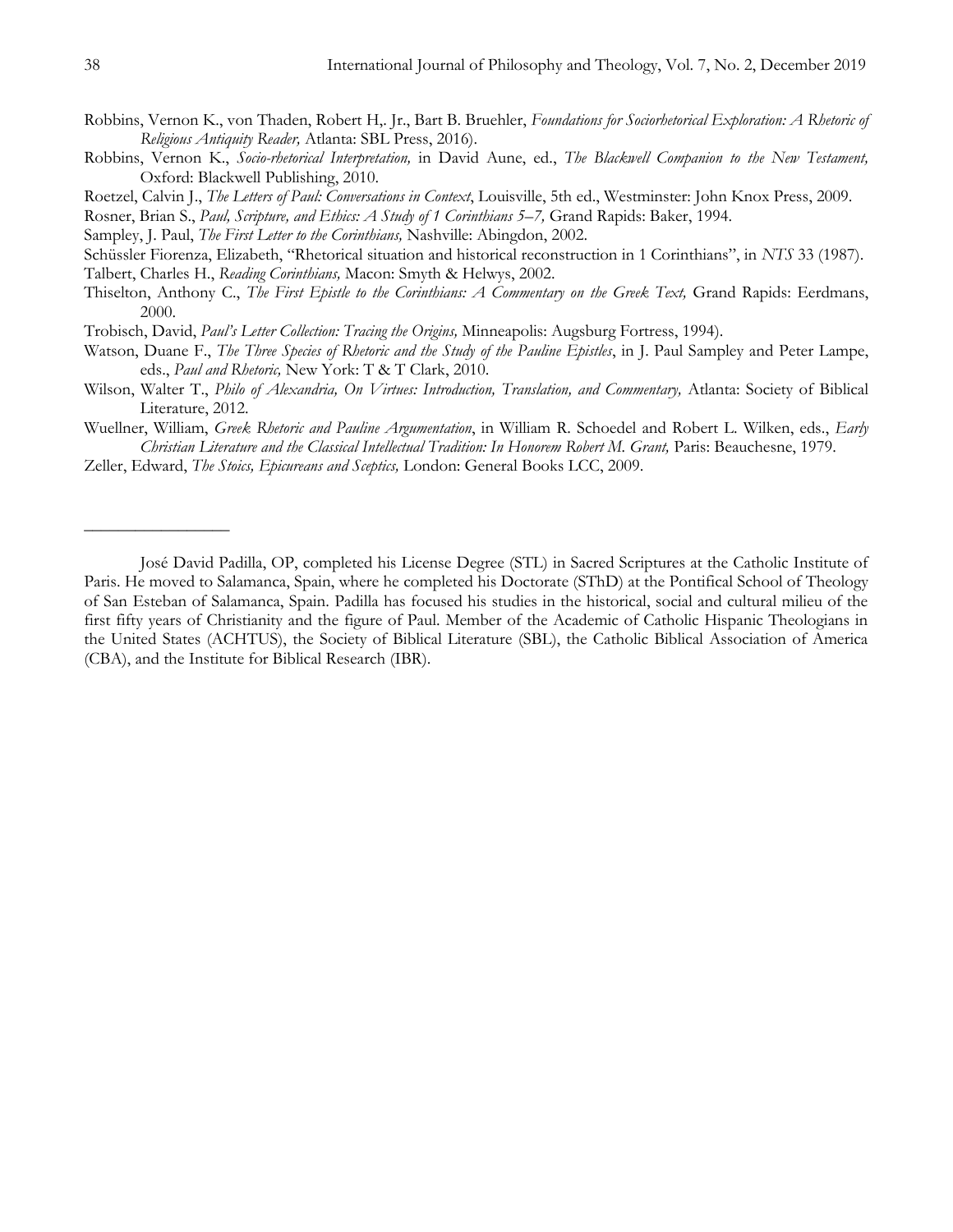Robbins, Vernon K., von Thaden, Robert H,. Jr., Bart B. Bruehler, *Foundations for Sociorhetorical Exploration: A Rhetoric of Religious Antiquity Reader,* Atlanta: SBL Press, 2016).

Robbins, Vernon K., *Socio-rhetorical Interpretation,* in David Aune, ed., *The Blackwell Companion to the New Testament,* Oxford: Blackwell Publishing, 2010.

Roetzel, Calvin J., *The Letters of Paul: Conversations in Context*, Louisville, 5th ed., Westminster: John Knox Press, 2009.

Rosner, Brian S., *Paul, Scripture, and Ethics: A Study of 1 Corinthians 5–7,* Grand Rapids: Baker, 1994.

Sampley, J. Paul, *The First Letter to the Corinthians,* Nashville: Abingdon, 2002.

Schüssler Fiorenza, Elizabeth, "Rhetorical situation and historical reconstruction in 1 Corinthians", in *NTS* 33 (1987).

Talbert, Charles H., *Reading Corinthians,* Macon: Smyth & Helwys, 2002.

Thiselton, Anthony C., *The First Epistle to the Corinthians: A Commentary on the Greek Text,* Grand Rapids: Eerdmans, 2000.

Trobisch, David, *Paul's Letter Collection: Tracing the Origins,* Minneapolis: Augsburg Fortress, 1994).

Watson, Duane F., *The Three Species of Rhetoric and the Study of the Pauline Epistles*, in J. Paul Sampley and Peter Lampe, eds., *Paul and Rhetoric,* New York: T & T Clark, 2010.

Wilson, Walter T., *Philo of Alexandria, On Virtues: Introduction, Translation, and Commentary,* Atlanta: Society of Biblical Literature, 2012.

Wuellner, William, *Greek Rhetoric and Pauline Argumentation*, in William R. Schoedel and Robert L. Wilken, eds., *Early Christian Literature and the Classical Intellectual Tradition: In Honorem Robert M. Grant,* Paris: Beauchesne, 1979.

Zeller, Edward, *The Stoics, Epicureans and Sceptics,* London: General Books LCC, 2009.

---

José David Padilla, OP, completed his License Degree (STL) in Sacred Scriptures at the Catholic Institute of Paris. He moved to Salamanca, Spain, where he completed his Doctorate (SThD) at the Pontifical School of Theology of San Esteban of Salamanca, Spain. Padilla has focused his studies in the historical, social and cultural milieu of the first fifty years of Christianity and the figure of Paul. Member of the Academic of Catholic Hispanic Theologians in the United States (ACHTUS), the Society of Biblical Literature (SBL), the Catholic Biblical Association of America (CBA), and the Institute for Biblical Research (IBR).